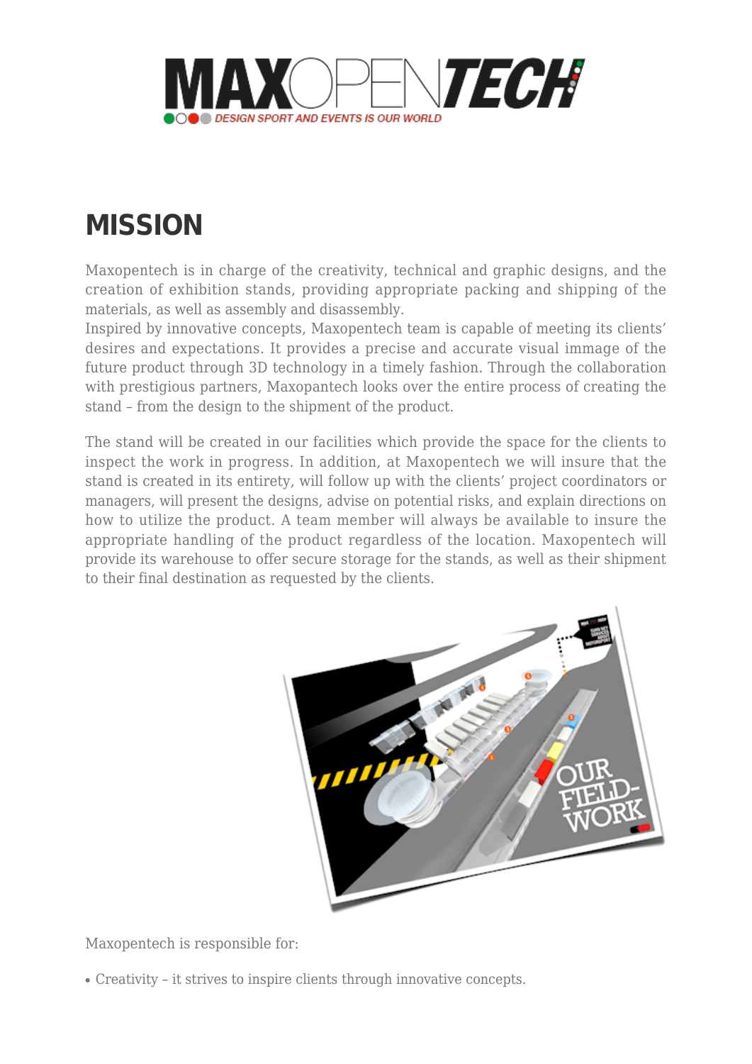# MISSION

Maxopentech is in charge of the creativity, technical and graphic designs, and the creation of exhibition stands, providing appropriate packing and shipping of the materials, as well as assembly and disassembly.
Inspired by innovative concepts, Maxopentech team is capable of meeting its clients' desires and expectations. It provides a precise and accurate visual immage of the future product through 3D technology in a timely fashion. Through the collaboration with prestigious partners, Maxopantech looks over the entire process of creating the stand – from the design to the shipment of the product.

The stand will be created in our facilities which provide the space for the clients to inspect the work in progress. In addition, at Maxopentech we will insure that the stand is created in its entirety, will follow up with the clients' project coordinators or managers, will present the designs, advise on potential risks, and explain directions on how to utilize the product. A team member will always be available to insure the appropriate handling of the product regardless of the location. Maxopentech will provide its warehouse to offer secure storage for the stands, as well as their shipment to their final destination as requested by the clients.

Maxopentech is responsible for:

- Creativity – it strives to inspire clients through innovative concepts.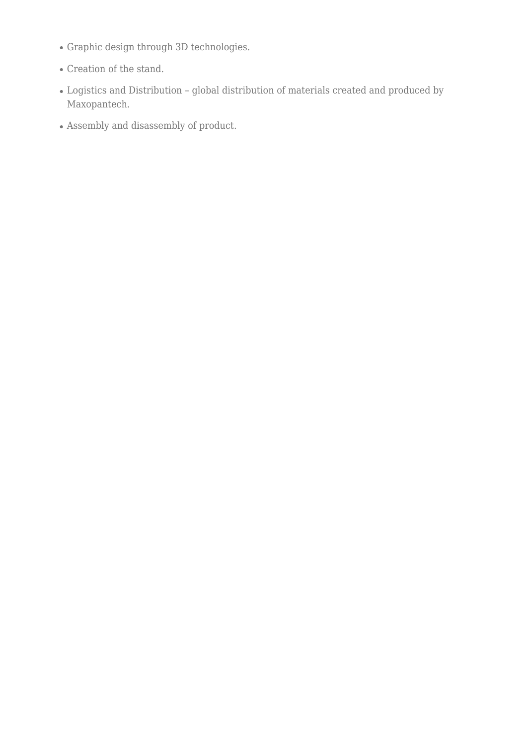- Graphic design through 3D technologies.
- Creation of the stand.
- Logistics and Distribution – global distribution of materials created and produced by Maxopantech.
- Assembly and disassembly of product.